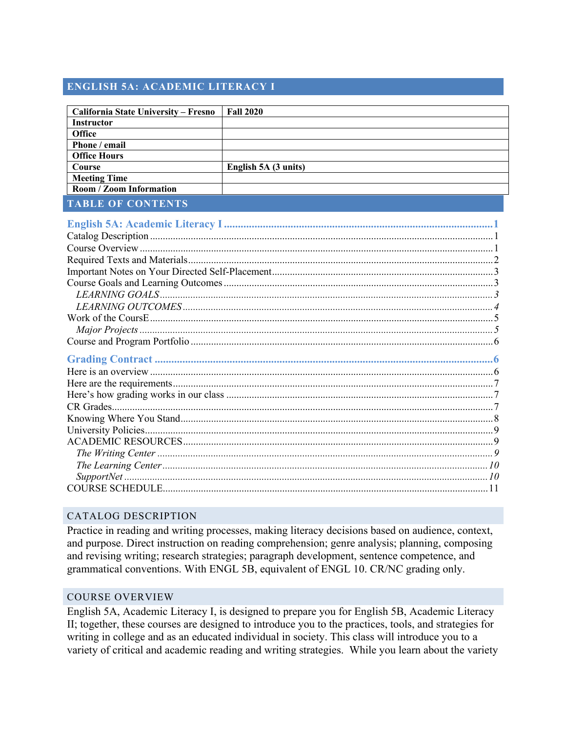# ENGLISH 5A: ACADEMIC LITERACY I

| California State University – Fresno | Fall 2020 |
|---|---|
| **Instructor** | |
| **Office** | |
| **Phone / email** | |
| **Office Hours** | |
| **Course** | **English 5A (3 units)** |
| **Meeting Time** | |
| **Room / Zoom Information** | |

## TABLE OF CONTENTS

**English 5A: Academic Literacy I** ........................................ 1
Catalog Description ........................................ 1
Course Overview ........................................ 1
Required Texts and Materials ........................................ 2
Important Notes on Your Directed Self-Placement ........................................ 3
Course Goals and Learning Outcomes ........................................ 3
  *LEARNING GOALS* ........................................ 3
  *LEARNING OUTCOMES* ........................................ 4
Work of the CoursE ........................................ 5
  *Major Projects* ........................................ 5
Course and Program Portfolio ........................................ 6

**Grading Contract** ........................................ 6
Here is an overview ........................................ 6
Here are the requirements ........................................ 7
Here's how grading works in our class ........................................ 7
CR Grades ........................................ 7
Knowing Where You Stand ........................................ 8
University Policies ........................................ 9
ACADEMIC RESOURCES ........................................ 9
  *The Writing Center* ........................................ 9
  *The Learning Center* ........................................ 10
  *SupportNet* ........................................ 10
COURSE SCHEDULE ........................................ 11

## CATALOG DESCRIPTION

Practice in reading and writing processes, making literacy decisions based on audience, context, and purpose. Direct instruction on reading comprehension; genre analysis; planning, composing and revising writing; research strategies; paragraph development, sentence competence, and grammatical conventions. With ENGL 5B, equivalent of ENGL 10. CR/NC grading only.

## COURSE OVERVIEW

English 5A, Academic Literacy I, is designed to prepare you for English 5B, Academic Literacy II; together, these courses are designed to introduce you to the practices, tools, and strategies for writing in college and as an educated individual in society. This class will introduce you to a variety of critical and academic reading and writing strategies. While you learn about the variety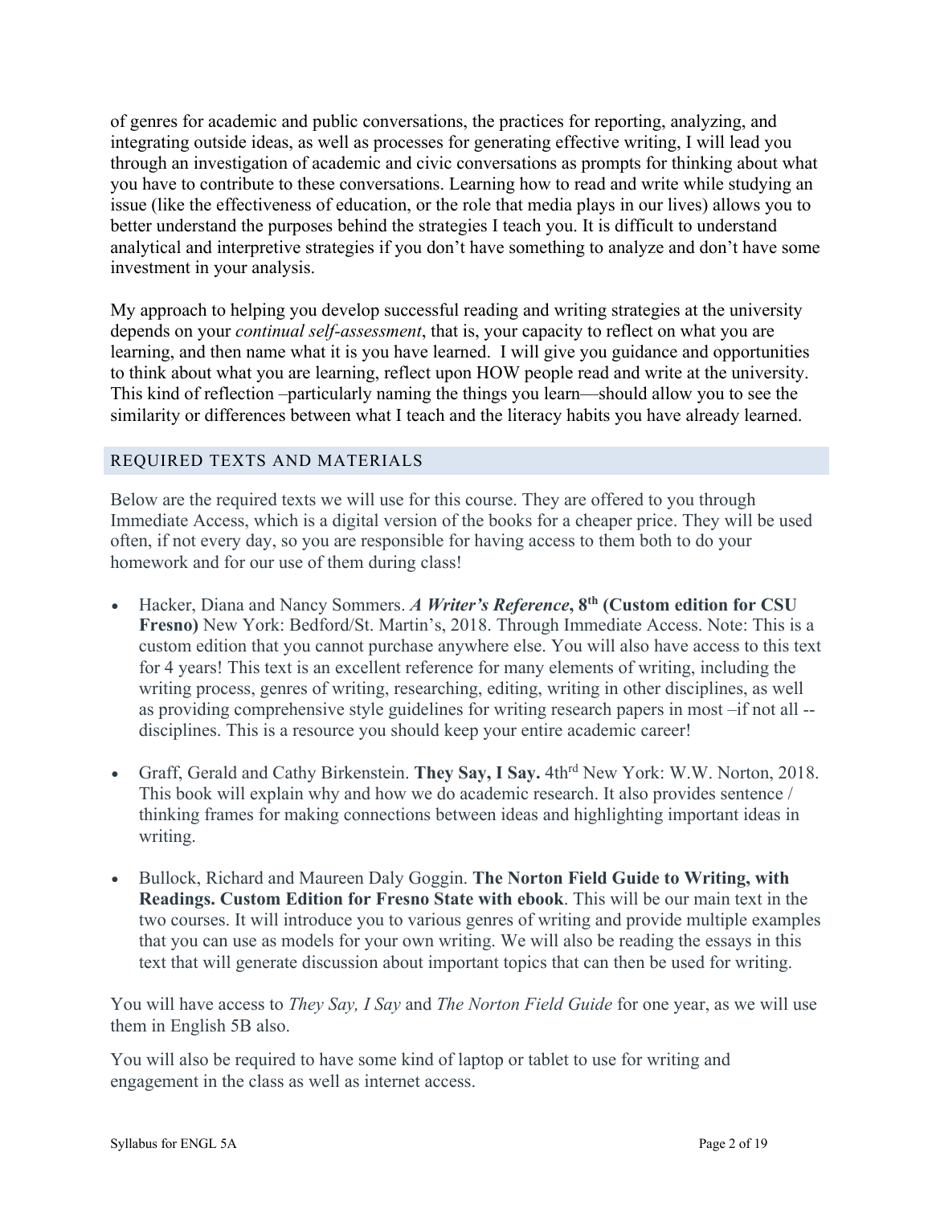of genres for academic and public conversations, the practices for reporting, analyzing, and integrating outside ideas, as well as processes for generating effective writing, I will lead you through an investigation of academic and civic conversations as prompts for thinking about what you have to contribute to these conversations. Learning how to read and write while studying an issue (like the effectiveness of education, or the role that media plays in our lives) allows you to better understand the purposes behind the strategies I teach you. It is difficult to understand analytical and interpretive strategies if you don't have something to analyze and don't have some investment in your analysis.

My approach to helping you develop successful reading and writing strategies at the university depends on your *continual self-assessment*, that is, your capacity to reflect on what you are learning, and then name what it is you have learned. I will give you guidance and opportunities to think about what you are learning, reflect upon HOW people read and write at the university. This kind of reflection –particularly naming the things you learn—should allow you to see the similarity or differences between what I teach and the literacy habits you have already learned.

## REQUIRED TEXTS AND MATERIALS

Below are the required texts we will use for this course. They are offered to you through Immediate Access, which is a digital version of the books for a cheaper price. They will be used often, if not every day, so you are responsible for having access to them both to do your homework and for our use of them during class!

- Hacker, Diana and Nancy Sommers. ***A Writer's Reference*, 8th (Custom edition for CSU Fresno)** New York: Bedford/St. Martin's, 2018. Through Immediate Access. Note: This is a custom edition that you cannot purchase anywhere else. You will also have access to this text for 4 years! This text is an excellent reference for many elements of writing, including the writing process, genres of writing, researching, editing, writing in other disciplines, as well as providing comprehensive style guidelines for writing research papers in most –if not all --disciplines. This is a resource you should keep your entire academic career!

- Graff, Gerald and Cathy Birkenstein. **They Say, I Say.** 4thrd New York: W.W. Norton, 2018. This book will explain why and how we do academic research. It also provides sentence / thinking frames for making connections between ideas and highlighting important ideas in writing.

- Bullock, Richard and Maureen Daly Goggin. **The Norton Field Guide to Writing, with Readings. Custom Edition for Fresno State with ebook**. This will be our main text in the two courses. It will introduce you to various genres of writing and provide multiple examples that you can use as models for your own writing. We will also be reading the essays in this text that will generate discussion about important topics that can then be used for writing.

You will have access to *They Say, I Say* and *The Norton Field Guide* for one year, as we will use them in English 5B also.

You will also be required to have some kind of laptop or tablet to use for writing and engagement in the class as well as internet access.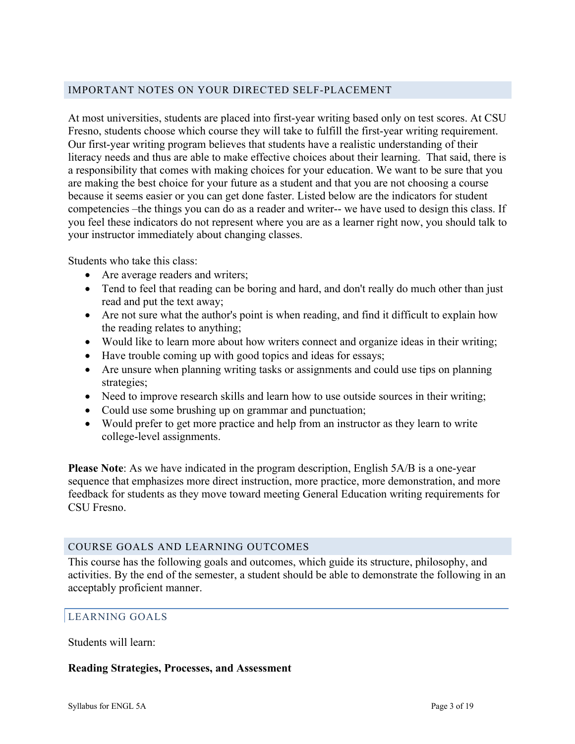## IMPORTANT NOTES ON YOUR DIRECTED SELF-PLACEMENT

At most universities, students are placed into first-year writing based only on test scores. At CSU Fresno, students choose which course they will take to fulfill the first-year writing requirement. Our first-year writing program believes that students have a realistic understanding of their literacy needs and thus are able to make effective choices about their learning. That said, there is a responsibility that comes with making choices for your education. We want to be sure that you are making the best choice for your future as a student and that you are not choosing a course because it seems easier or you can get done faster. Listed below are the indicators for student competencies –the things you can do as a reader and writer-- we have used to design this class. If you feel these indicators do not represent where you are as a learner right now, you should talk to your instructor immediately about changing classes.

Students who take this class:

- Are average readers and writers;
- Tend to feel that reading can be boring and hard, and don't really do much other than just read and put the text away;
- Are not sure what the author's point is when reading, and find it difficult to explain how the reading relates to anything;
- Would like to learn more about how writers connect and organize ideas in their writing;
- Have trouble coming up with good topics and ideas for essays;
- Are unsure when planning writing tasks or assignments and could use tips on planning strategies;
- Need to improve research skills and learn how to use outside sources in their writing;
- Could use some brushing up on grammar and punctuation;
- Would prefer to get more practice and help from an instructor as they learn to write college-level assignments.

**Please Note**: As we have indicated in the program description, English 5A/B is a one-year sequence that emphasizes more direct instruction, more practice, more demonstration, and more feedback for students as they move toward meeting General Education writing requirements for CSU Fresno.

## COURSE GOALS AND LEARNING OUTCOMES

This course has the following goals and outcomes, which guide its structure, philosophy, and activities. By the end of the semester, a student should be able to demonstrate the following in an acceptably proficient manner.

### LEARNING GOALS

Students will learn:

**Reading Strategies, Processes, and Assessment**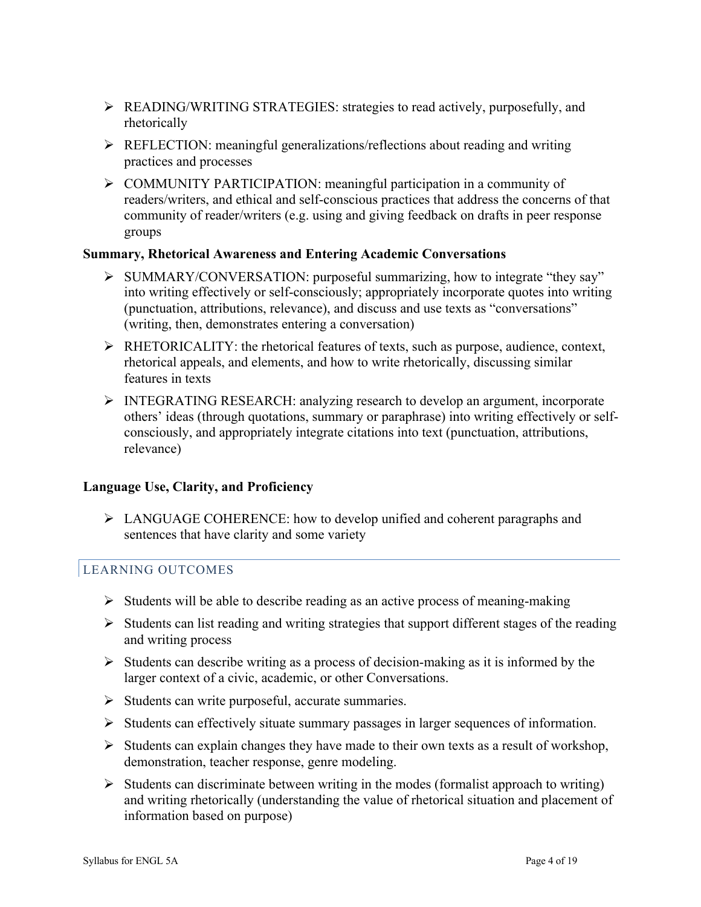- READING/WRITING STRATEGIES: strategies to read actively, purposefully, and rhetorically
- REFLECTION: meaningful generalizations/reflections about reading and writing practices and processes
- COMMUNITY PARTICIPATION: meaningful participation in a community of readers/writers, and ethical and self-conscious practices that address the concerns of that community of reader/writers (e.g. using and giving feedback on drafts in peer response groups

**Summary, Rhetorical Awareness and Entering Academic Conversations**

- SUMMARY/CONVERSATION: purposeful summarizing, how to integrate "they say" into writing effectively or self-consciously; appropriately incorporate quotes into writing (punctuation, attributions, relevance), and discuss and use texts as "conversations" (writing, then, demonstrates entering a conversation)
- RHETORICALITY: the rhetorical features of texts, such as purpose, audience, context, rhetorical appeals, and elements, and how to write rhetorically, discussing similar features in texts
- INTEGRATING RESEARCH: analyzing research to develop an argument, incorporate others' ideas (through quotations, summary or paraphrase) into writing effectively or self-consciously, and appropriately integrate citations into text (punctuation, attributions, relevance)

**Language Use, Clarity, and Proficiency**

- LANGUAGE COHERENCE: how to develop unified and coherent paragraphs and sentences that have clarity and some variety

## LEARNING OUTCOMES

- Students will be able to describe reading as an active process of meaning-making
- Students can list reading and writing strategies that support different stages of the reading and writing process
- Students can describe writing as a process of decision-making as it is informed by the larger context of a civic, academic, or other Conversations.
- Students can write purposeful, accurate summaries.
- Students can effectively situate summary passages in larger sequences of information.
- Students can explain changes they have made to their own texts as a result of workshop, demonstration, teacher response, genre modeling.
- Students can discriminate between writing in the modes (formalist approach to writing) and writing rhetorically (understanding the value of rhetorical situation and placement of information based on purpose)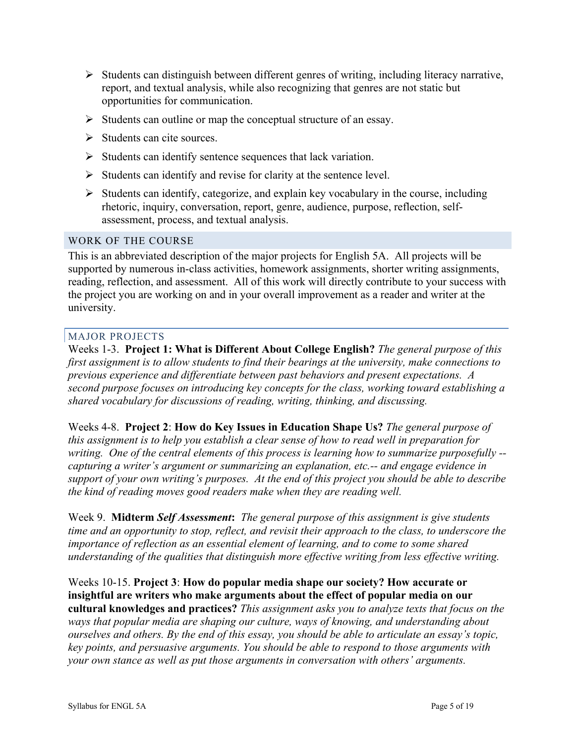- Students can distinguish between different genres of writing, including literacy narrative, report, and textual analysis, while also recognizing that genres are not static but opportunities for communication.
- Students can outline or map the conceptual structure of an essay.
- Students can cite sources.
- Students can identify sentence sequences that lack variation.
- Students can identify and revise for clarity at the sentence level.
- Students can identify, categorize, and explain key vocabulary in the course, including rhetoric, inquiry, conversation, report, genre, audience, purpose, reflection, self-assessment, process, and textual analysis.

## WORK OF THE COURSE

This is an abbreviated description of the major projects for English 5A. All projects will be supported by numerous in-class activities, homework assignments, shorter writing assignments, reading, reflection, and assessment. All of this work will directly contribute to your success with the project you are working on and in your overall improvement as a reader and writer at the university.

### MAJOR PROJECTS

Weeks 1-3. **Project 1: What is Different About College English?** *The general purpose of this first assignment is to allow students to find their bearings at the university, make connections to previous experience and differentiate between past behaviors and present expectations. A second purpose focuses on introducing key concepts for the class, working toward establishing a shared vocabulary for discussions of reading, writing, thinking, and discussing.*

Weeks 4-8. **Project 2**: **How do Key Issues in Education Shape Us?** *The general purpose of this assignment is to help you establish a clear sense of how to read well in preparation for writing. One of the central elements of this process is learning how to summarize purposefully -- capturing a writer's argument or summarizing an explanation, etc.-- and engage evidence in support of your own writing's purposes. At the end of this project you should be able to describe the kind of reading moves good readers make when they are reading well.*

Week 9. **Midterm *Self Assessment*:** *The general purpose of this assignment is give students time and an opportunity to stop, reflect, and revisit their approach to the class, to underscore the importance of reflection as an essential element of learning, and to come to some shared understanding of the qualities that distinguish more effective writing from less effective writing.*

Weeks 10-15. **Project 3**: **How do popular media shape our society? How accurate or insightful are writers who make arguments about the effect of popular media on our cultural knowledges and practices?** *This assignment asks you to analyze texts that focus on the ways that popular media are shaping our culture, ways of knowing, and understanding about ourselves and others. By the end of this essay, you should be able to articulate an essay's topic, key points, and persuasive arguments. You should be able to respond to those arguments with your own stance as well as put those arguments in conversation with others' arguments.*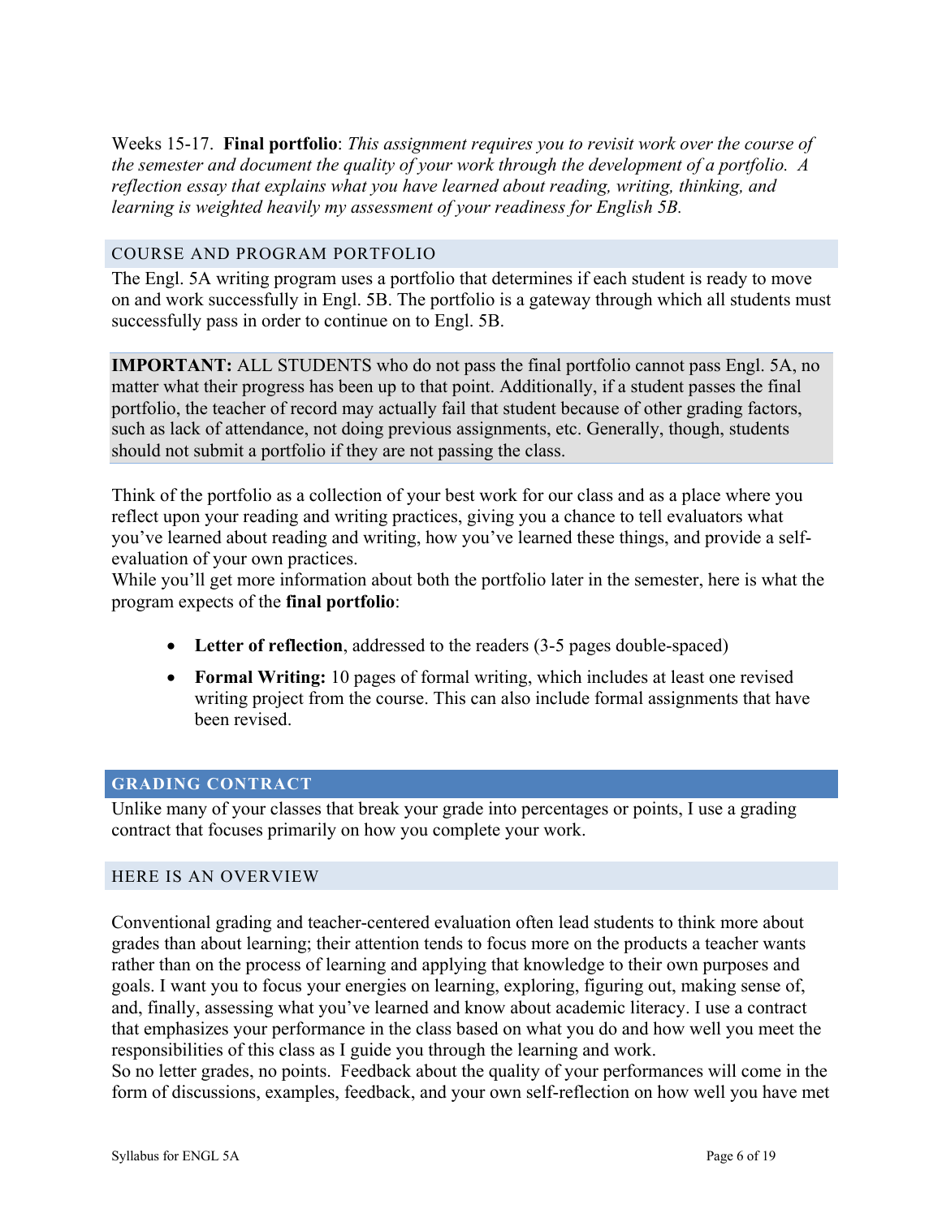Weeks 15-17. **Final portfolio**: *This assignment requires you to revisit work over the course of the semester and document the quality of your work through the development of a portfolio. A reflection essay that explains what you have learned about reading, writing, thinking, and learning is weighted heavily my assessment of your readiness for English 5B.*

## COURSE AND PROGRAM PORTFOLIO

The Engl. 5A writing program uses a portfolio that determines if each student is ready to move on and work successfully in Engl. 5B. The portfolio is a gateway through which all students must successfully pass in order to continue on to Engl. 5B.

**IMPORTANT:** ALL STUDENTS who do not pass the final portfolio cannot pass Engl. 5A, no matter what their progress has been up to that point. Additionally, if a student passes the final portfolio, the teacher of record may actually fail that student because of other grading factors, such as lack of attendance, not doing previous assignments, etc. Generally, though, students should not submit a portfolio if they are not passing the class.

Think of the portfolio as a collection of your best work for our class and as a place where you reflect upon your reading and writing practices, giving you a chance to tell evaluators what you've learned about reading and writing, how you've learned these things, and provide a self-evaluation of your own practices.

While you'll get more information about both the portfolio later in the semester, here is what the program expects of the **final portfolio**:

- **Letter of reflection**, addressed to the readers (3-5 pages double-spaced)
- **Formal Writing:** 10 pages of formal writing, which includes at least one revised writing project from the course. This can also include formal assignments that have been revised.

## GRADING CONTRACT

Unlike many of your classes that break your grade into percentages or points, I use a grading contract that focuses primarily on how you complete your work.

### HERE IS AN OVERVIEW

Conventional grading and teacher-centered evaluation often lead students to think more about grades than about learning; their attention tends to focus more on the products a teacher wants rather than on the process of learning and applying that knowledge to their own purposes and goals. I want you to focus your energies on learning, exploring, figuring out, making sense of, and, finally, assessing what you've learned and know about academic literacy. I use a contract that emphasizes your performance in the class based on what you do and how well you meet the responsibilities of this class as I guide you through the learning and work.

So no letter grades, no points. Feedback about the quality of your performances will come in the form of discussions, examples, feedback, and your own self-reflection on how well you have met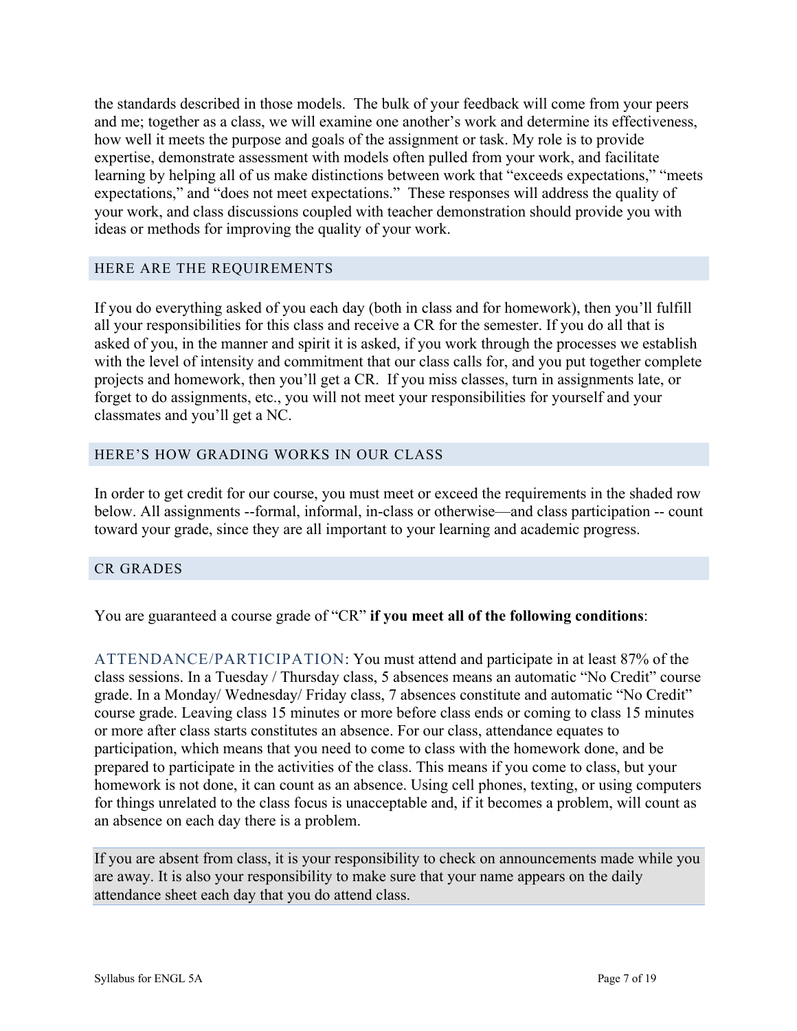the standards described in those models. The bulk of your feedback will come from your peers and me; together as a class, we will examine one another's work and determine its effectiveness, how well it meets the purpose and goals of the assignment or task. My role is to provide expertise, demonstrate assessment with models often pulled from your work, and facilitate learning by helping all of us make distinctions between work that "exceeds expectations," "meets expectations," and "does not meet expectations." These responses will address the quality of your work, and class discussions coupled with teacher demonstration should provide you with ideas or methods for improving the quality of your work.

## HERE ARE THE REQUIREMENTS

If you do everything asked of you each day (both in class and for homework), then you'll fulfill all your responsibilities for this class and receive a CR for the semester. If you do all that is asked of you, in the manner and spirit it is asked, if you work through the processes we establish with the level of intensity and commitment that our class calls for, and you put together complete projects and homework, then you'll get a CR. If you miss classes, turn in assignments late, or forget to do assignments, etc., you will not meet your responsibilities for yourself and your classmates and you'll get a NC.

## HERE'S HOW GRADING WORKS IN OUR CLASS

In order to get credit for our course, you must meet or exceed the requirements in the shaded row below. All assignments --formal, informal, in-class or otherwise—and class participation -- count toward your grade, since they are all important to your learning and academic progress.

## CR GRADES

You are guaranteed a course grade of "CR" **if you meet all of the following conditions**:

ATTENDANCE/PARTICIPATION: You must attend and participate in at least 87% of the class sessions. In a Tuesday / Thursday class, 5 absences means an automatic "No Credit" course grade. In a Monday/ Wednesday/ Friday class, 7 absences constitute and automatic "No Credit" course grade. Leaving class 15 minutes or more before class ends or coming to class 15 minutes or more after class starts constitutes an absence. For our class, attendance equates to participation, which means that you need to come to class with the homework done, and be prepared to participate in the activities of the class. This means if you come to class, but your homework is not done, it can count as an absence. Using cell phones, texting, or using computers for things unrelated to the class focus is unacceptable and, if it becomes a problem, will count as an absence on each day there is a problem.

If you are absent from class, it is your responsibility to check on announcements made while you are away. It is also your responsibility to make sure that your name appears on the daily attendance sheet each day that you do attend class.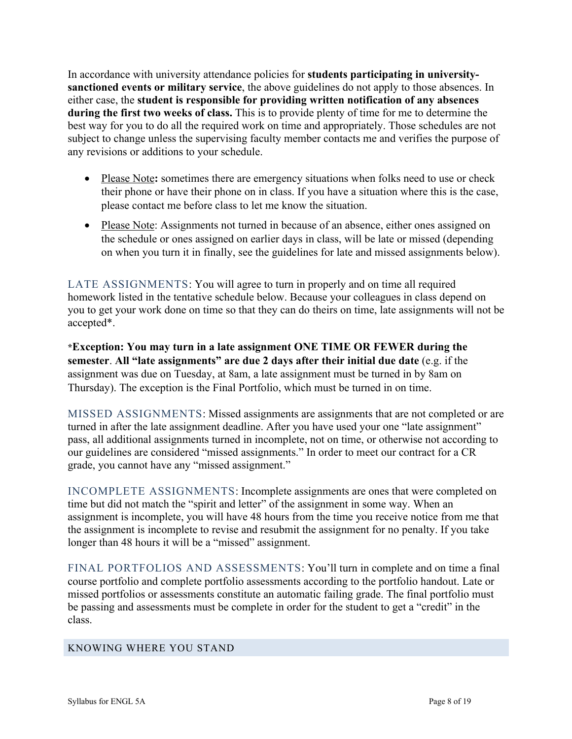In accordance with university attendance policies for **students participating in university-sanctioned events or military service**, the above guidelines do not apply to those absences. In either case, the **student is responsible for providing written notification of any absences during the first two weeks of class.** This is to provide plenty of time for me to determine the best way for you to do all the required work on time and appropriately. Those schedules are not subject to change unless the supervising faculty member contacts me and verifies the purpose of any revisions or additions to your schedule.

- <u>Please Note</u>**:** sometimes there are emergency situations when folks need to use or check their phone or have their phone on in class. If you have a situation where this is the case, please contact me before class to let me know the situation.
- <u>Please Note</u>: Assignments not turned in because of an absence, either ones assigned on the schedule or ones assigned on earlier days in class, will be late or missed (depending on when you turn it in finally, see the guidelines for late and missed assignments below).

LATE ASSIGNMENTS: You will agree to turn in properly and on time all required homework listed in the tentative schedule below. Because your colleagues in class depend on you to get your work done on time so that they can do theirs on time, late assignments will not be accepted*.

***Exception: You may turn in a late assignment ONE TIME OR FEWER during the semester**. **All "late assignments" are due 2 days after their initial due date** (e.g. if the assignment was due on Tuesday, at 8am, a late assignment must be turned in by 8am on Thursday). The exception is the Final Portfolio, which must be turned in on time.

MISSED ASSIGNMENTS: Missed assignments are assignments that are not completed or are turned in after the late assignment deadline. After you have used your one "late assignment" pass, all additional assignments turned in incomplete, not on time, or otherwise not according to our guidelines are considered "missed assignments." In order to meet our contract for a CR grade, you cannot have any "missed assignment."

INCOMPLETE ASSIGNMENTS: Incomplete assignments are ones that were completed on time but did not match the "spirit and letter" of the assignment in some way. When an assignment is incomplete, you will have 48 hours from the time you receive notice from me that the assignment is incomplete to revise and resubmit the assignment for no penalty. If you take longer than 48 hours it will be a "missed" assignment.

FINAL PORTFOLIOS AND ASSESSMENTS: You'll turn in complete and on time a final course portfolio and complete portfolio assessments according to the portfolio handout. Late or missed portfolios or assessments constitute an automatic failing grade. The final portfolio must be passing and assessments must be complete in order for the student to get a "credit" in the class.

## KNOWING WHERE YOU STAND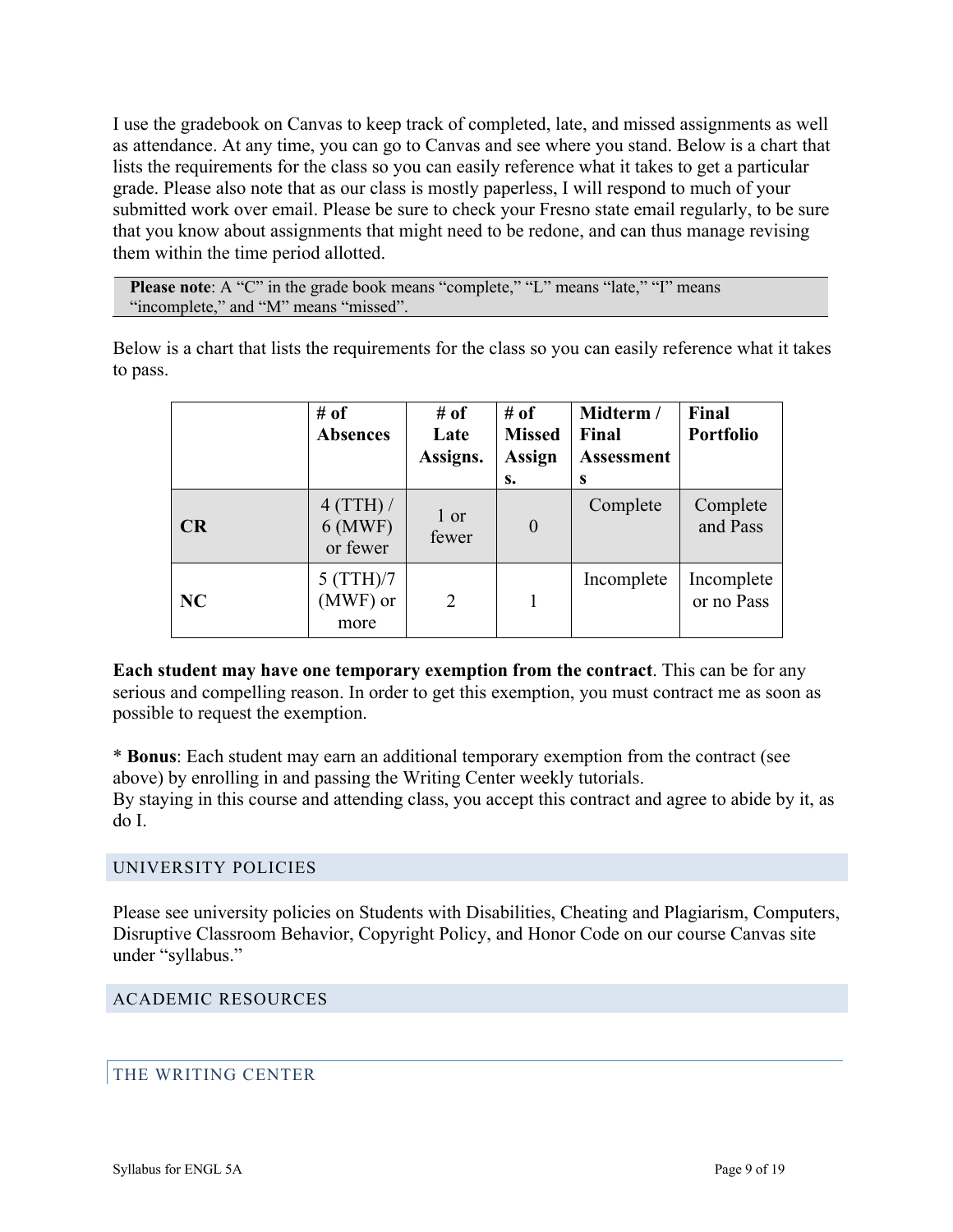I use the gradebook on Canvas to keep track of completed, late, and missed assignments as well as attendance. At any time, you can go to Canvas and see where you stand. Below is a chart that lists the requirements for the class so you can easily reference what it takes to get a particular grade. Please also note that as our class is mostly paperless, I will respond to much of your submitted work over email. Please be sure to check your Fresno state email regularly, to be sure that you know about assignments that might need to be redone, and can thus manage revising them within the time period allotted.

> **Please note**: A "C" in the grade book means "complete," "L" means "late," "I" means "incomplete," and "M" means "missed".

Below is a chart that lists the requirements for the class so you can easily reference what it takes to pass.

| | # of Absences | # of Late Assigns. | # of Missed Assigns. | Midterm / Final Assessments | Final Portfolio |
|---|---|---|---|---|---|
| **CR** | 4 (TTH) / 6 (MWF) or fewer | 1 or fewer | 0 | Complete | Complete and Pass |
| **NC** | 5 (TTH)/7 (MWF) or more | 2 | 1 | Incomplete | Incomplete or no Pass |

**Each student may have one temporary exemption from the contract**. This can be for any serious and compelling reason. In order to get this exemption, you must contract me as soon as possible to request the exemption.

* **Bonus**: Each student may earn an additional temporary exemption from the contract (see above) by enrolling in and passing the Writing Center weekly tutorials.
By staying in this course and attending class, you accept this contract and agree to abide by it, as do I.

## UNIVERSITY POLICIES

Please see university policies on Students with Disabilities, Cheating and Plagiarism, Computers, Disruptive Classroom Behavior, Copyright Policy, and Honor Code on our course Canvas site under "syllabus."

## ACADEMIC RESOURCES

### THE WRITING CENTER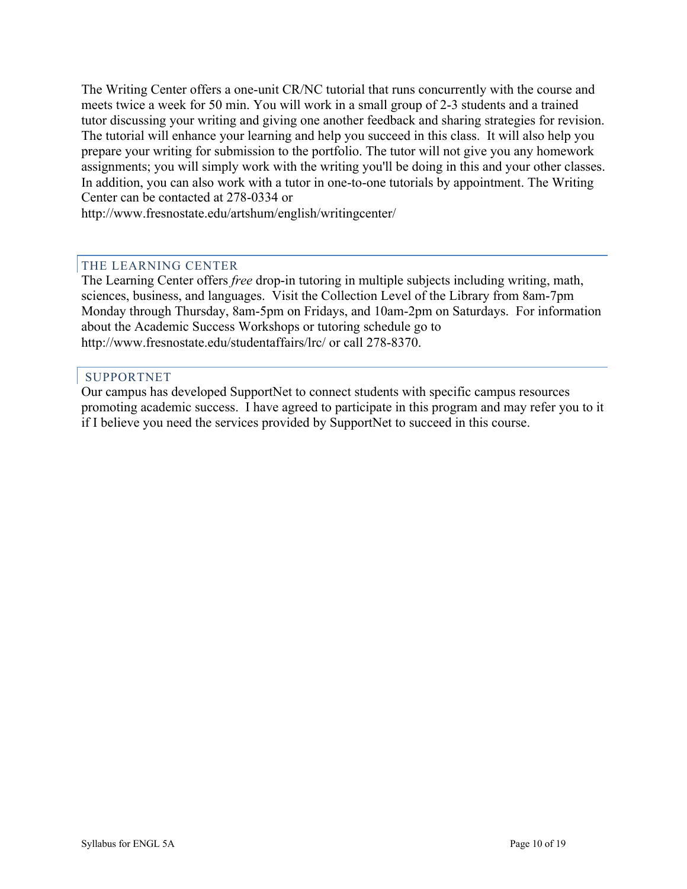The Writing Center offers a one-unit CR/NC tutorial that runs concurrently with the course and meets twice a week for 50 min. You will work in a small group of 2-3 students and a trained tutor discussing your writing and giving one another feedback and sharing strategies for revision. The tutorial will enhance your learning and help you succeed in this class. It will also help you prepare your writing for submission to the portfolio. The tutor will not give you any homework assignments; you will simply work with the writing you'll be doing in this and your other classes. In addition, you can also work with a tutor in one-to-one tutorials by appointment. The Writing Center can be contacted at 278-0334 or
http://www.fresnostate.edu/artshum/english/writingcenter/

## THE LEARNING CENTER

The Learning Center offers *free* drop-in tutoring in multiple subjects including writing, math, sciences, business, and languages. Visit the Collection Level of the Library from 8am-7pm Monday through Thursday, 8am-5pm on Fridays, and 10am-2pm on Saturdays. For information about the Academic Success Workshops or tutoring schedule go to
http://www.fresnostate.edu/studentaffairs/lrc/ or call 278-8370.

## SUPPORTNET

Our campus has developed SupportNet to connect students with specific campus resources promoting academic success. I have agreed to participate in this program and may refer you to it if I believe you need the services provided by SupportNet to succeed in this course.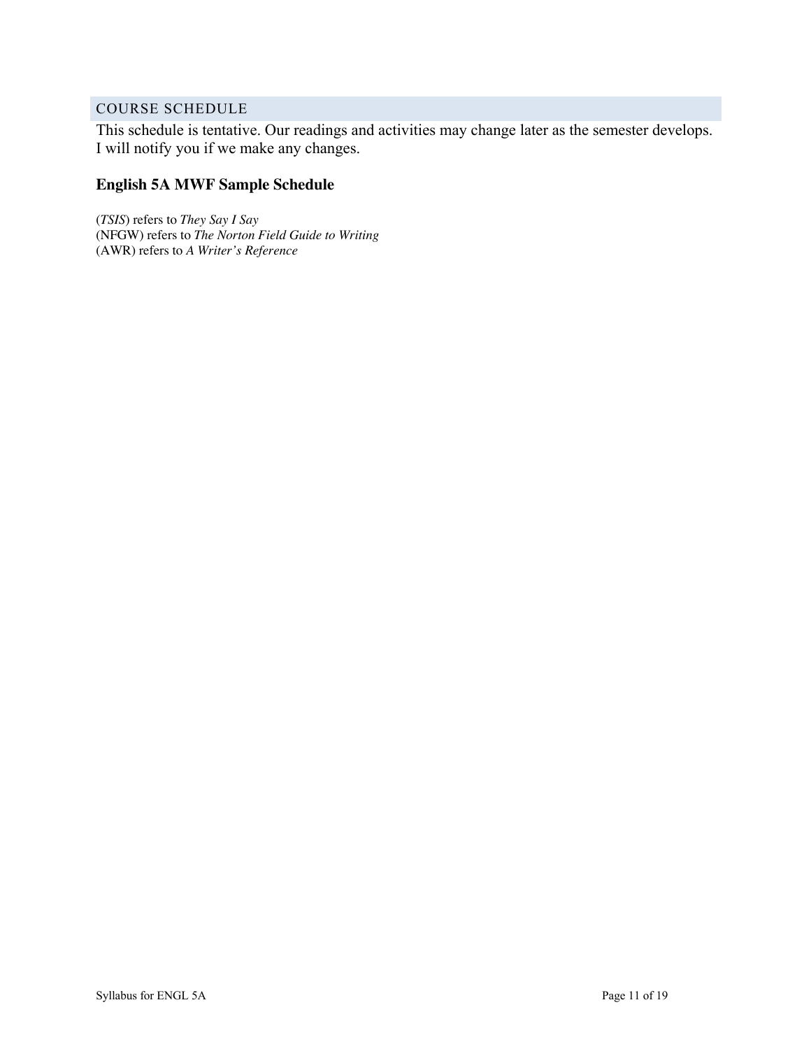## COURSE SCHEDULE

This schedule is tentative. Our readings and activities may change later as the semester develops. I will notify you if we make any changes.

### English 5A MWF Sample Schedule

(*TSIS*) refers to *They Say I Say*
(NFGW) refers to *The Norton Field Guide to Writing*
(AWR) refers to *A Writer's Reference*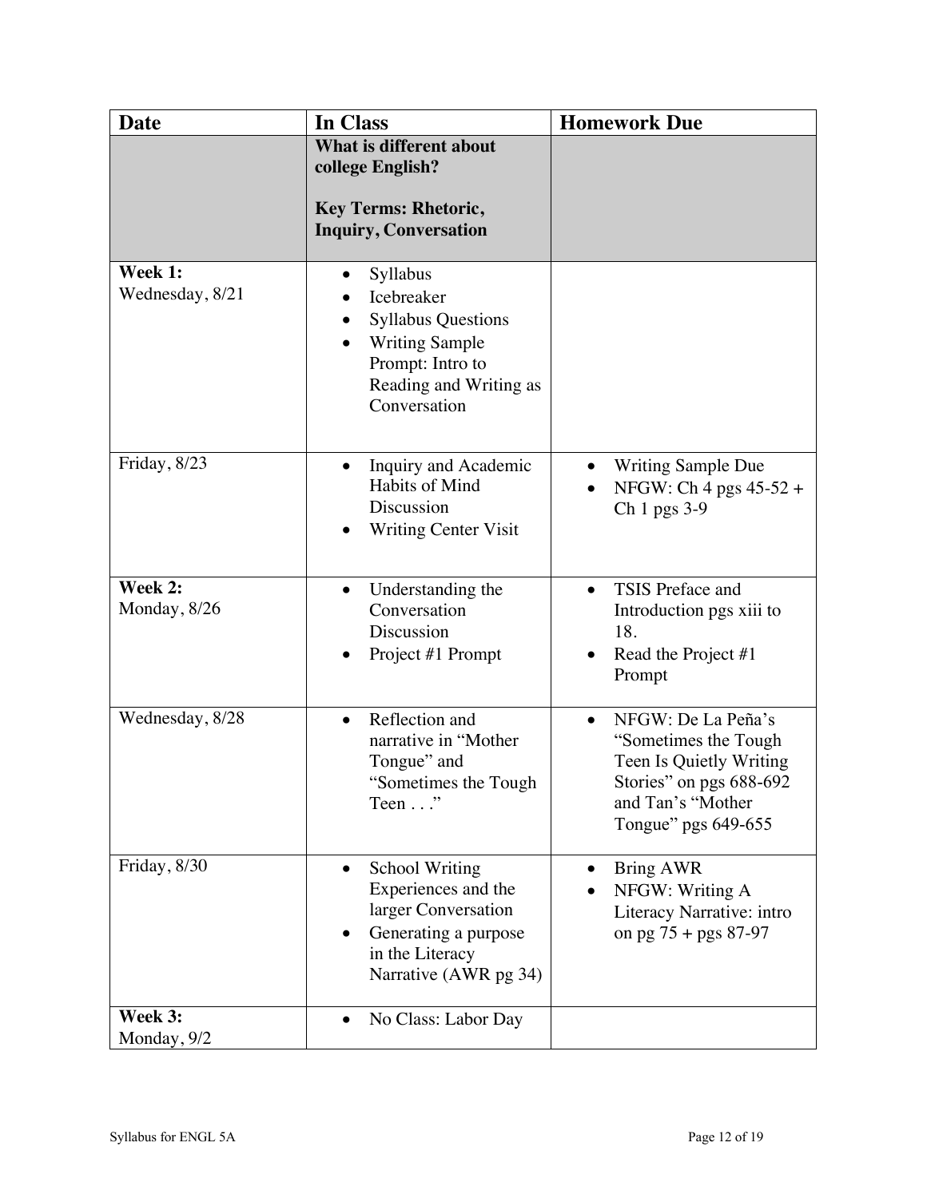| Date | In Class | Homework Due |
| --- | --- | --- |
| | **What is different about college English?**<br><br>**Key Terms: Rhetoric, Inquiry, Conversation** | |
| **Week 1:**<br>Wednesday, 8/21 | • Syllabus<br>• Icebreaker<br>• Syllabus Questions<br>• Writing Sample Prompt: Intro to Reading and Writing as Conversation | |
| Friday, 8/23 | • Inquiry and Academic Habits of Mind Discussion<br>• Writing Center Visit | • Writing Sample Due<br>• NFGW: Ch 4 pgs 45-52 + Ch 1 pgs 3-9 |
| **Week 2:**<br>Monday, 8/26 | • Understanding the Conversation Discussion<br>• Project #1 Prompt | • TSIS Preface and Introduction pgs xiii to 18.<br>• Read the Project #1 Prompt |
| Wednesday, 8/28 | • Reflection and narrative in "Mother Tongue" and "Sometimes the Tough Teen . . ." | • NFGW: De La Peña's "Sometimes the Tough Teen Is Quietly Writing Stories" on pgs 688-692 and Tan's "Mother Tongue" pgs 649-655 |
| Friday, 8/30 | • School Writing Experiences and the larger Conversation<br>• Generating a purpose in the Literacy Narrative (AWR pg 34) | • Bring AWR<br>• NFGW: Writing A Literacy Narrative: intro on pg 75 + pgs 87-97 |
| **Week 3:**<br>Monday, 9/2 | • No Class: Labor Day | |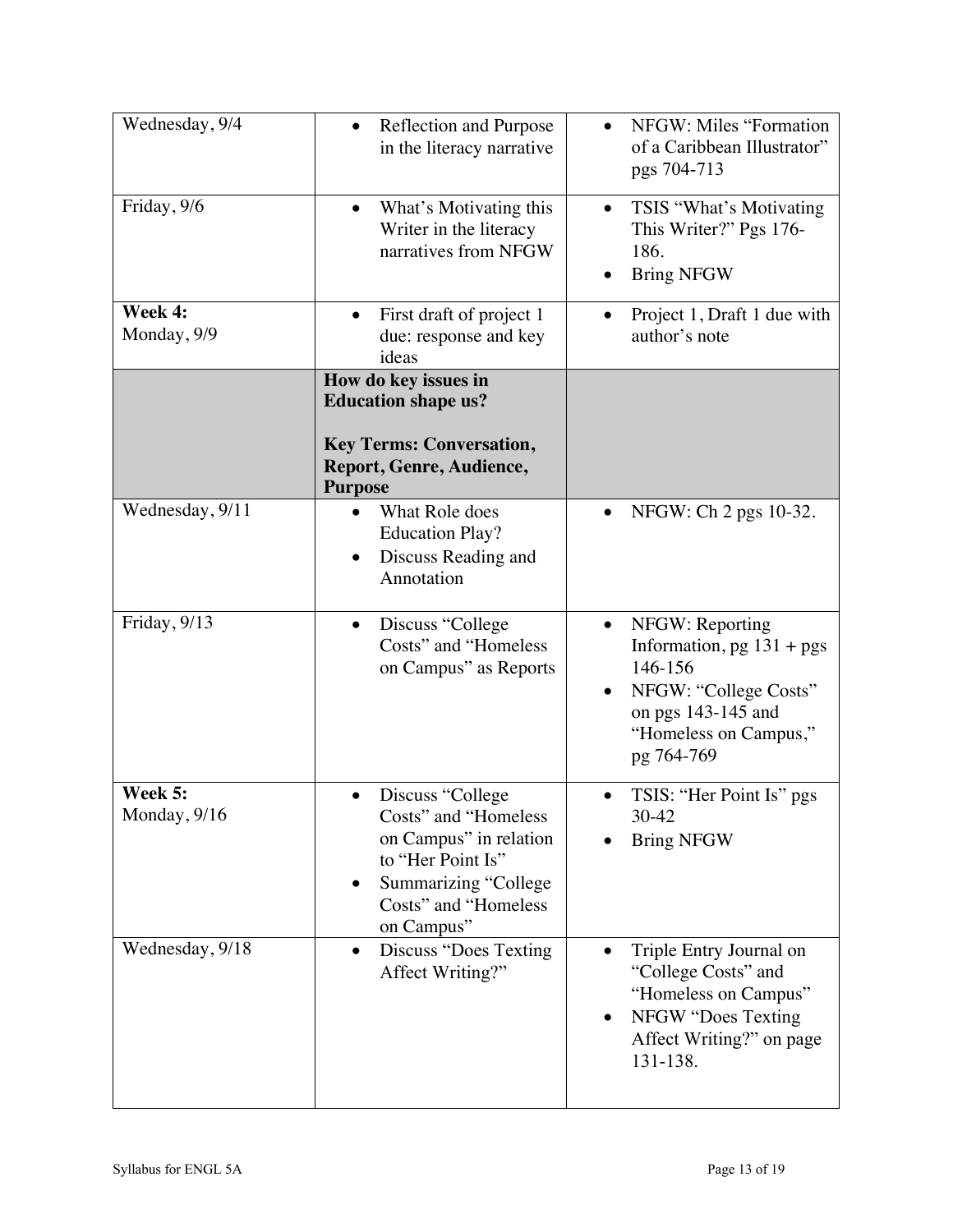| Wednesday, 9/4 | • Reflection and Purpose in the literacy narrative | • NFGW: Miles "Formation of a Caribbean Illustrator" pgs 704-713 |
|---|---|---|
| Friday, 9/6 | • What's Motivating this Writer in the literacy narratives from NFGW | • TSIS "What's Motivating This Writer?" Pgs 176-186.<br>• Bring NFGW |
| **Week 4:** Monday, 9/9 | • First draft of project 1 due: response and key ideas | • Project 1, Draft 1 due with author's note |
| | **How do key issues in Education shape us?**<br><br>**Key Terms: Conversation, Report, Genre, Audience, Purpose** | |
| Wednesday, 9/11 | • What Role does Education Play?<br>• Discuss Reading and Annotation | • NFGW: Ch 2 pgs 10-32. |
| Friday, 9/13 | • Discuss "College Costs" and "Homeless on Campus" as Reports | • NFGW: Reporting Information, pg 131 + pgs 146-156<br>• NFGW: "College Costs" on pgs 143-145 and "Homeless on Campus," pg 764-769 |
| **Week 5:** Monday, 9/16 | • Discuss "College Costs" and "Homeless on Campus" in relation to "Her Point Is"<br>• Summarizing "College Costs" and "Homeless on Campus" | • TSIS: "Her Point Is" pgs 30-42<br>• Bring NFGW |
| Wednesday, 9/18 | • Discuss "Does Texting Affect Writing?" | • Triple Entry Journal on "College Costs" and "Homeless on Campus"<br>• NFGW "Does Texting Affect Writing?" on page 131-138. |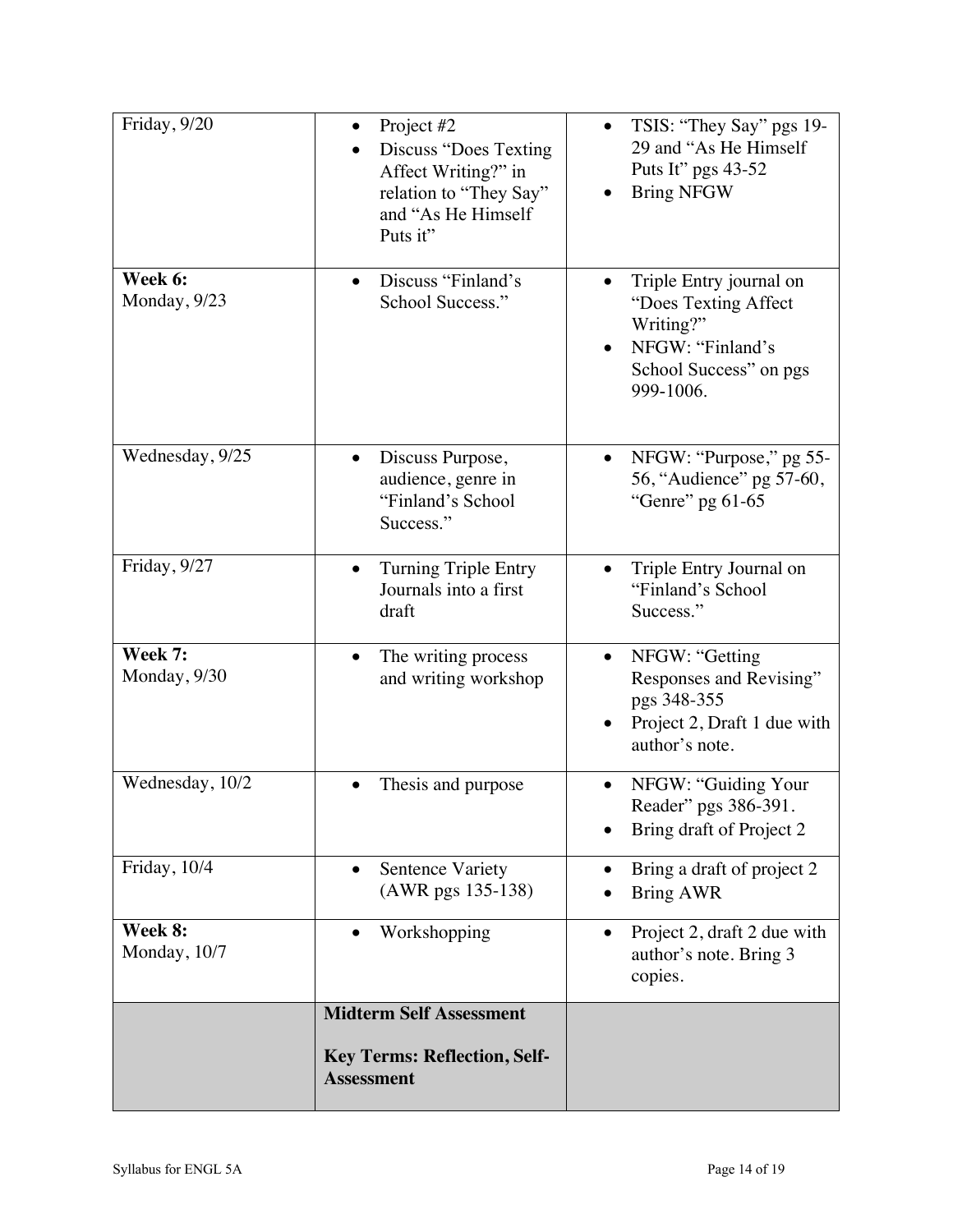| | | |
|---|---|---|
| Friday, 9/20 | • Project #2<br>• Discuss "Does Texting Affect Writing?" in relation to "They Say" and "As He Himself Puts it" | • TSIS: "They Say" pgs 19-29 and "As He Himself Puts It" pgs 43-52<br>• Bring NFGW |
| **Week 6:** Monday, 9/23 | • Discuss "Finland's School Success." | • Triple Entry journal on "Does Texting Affect Writing?"<br>• NFGW: "Finland's School Success" on pgs 999-1006. |
| Wednesday, 9/25 | • Discuss Purpose, audience, genre in "Finland's School Success." | • NFGW: "Purpose," pg 55-56, "Audience" pg 57-60, "Genre" pg 61-65 |
| Friday, 9/27 | • Turning Triple Entry Journals into a first draft | • Triple Entry Journal on "Finland's School Success." |
| **Week 7:** Monday, 9/30 | • The writing process and writing workshop | • NFGW: "Getting Responses and Revising" pgs 348-355<br>• Project 2, Draft 1 due with author's note. |
| Wednesday, 10/2 | • Thesis and purpose | • NFGW: "Guiding Your Reader" pgs 386-391.<br>• Bring draft of Project 2 |
| Friday, 10/4 | • Sentence Variety (AWR pgs 135-138) | • Bring a draft of project 2<br>• Bring AWR |
| **Week 8:** Monday, 10/7 | • Workshopping | • Project 2, draft 2 due with author's note. Bring 3 copies. |
| | **Midterm Self Assessment**<br><br>**Key Terms: Reflection, Self-Assessment** | |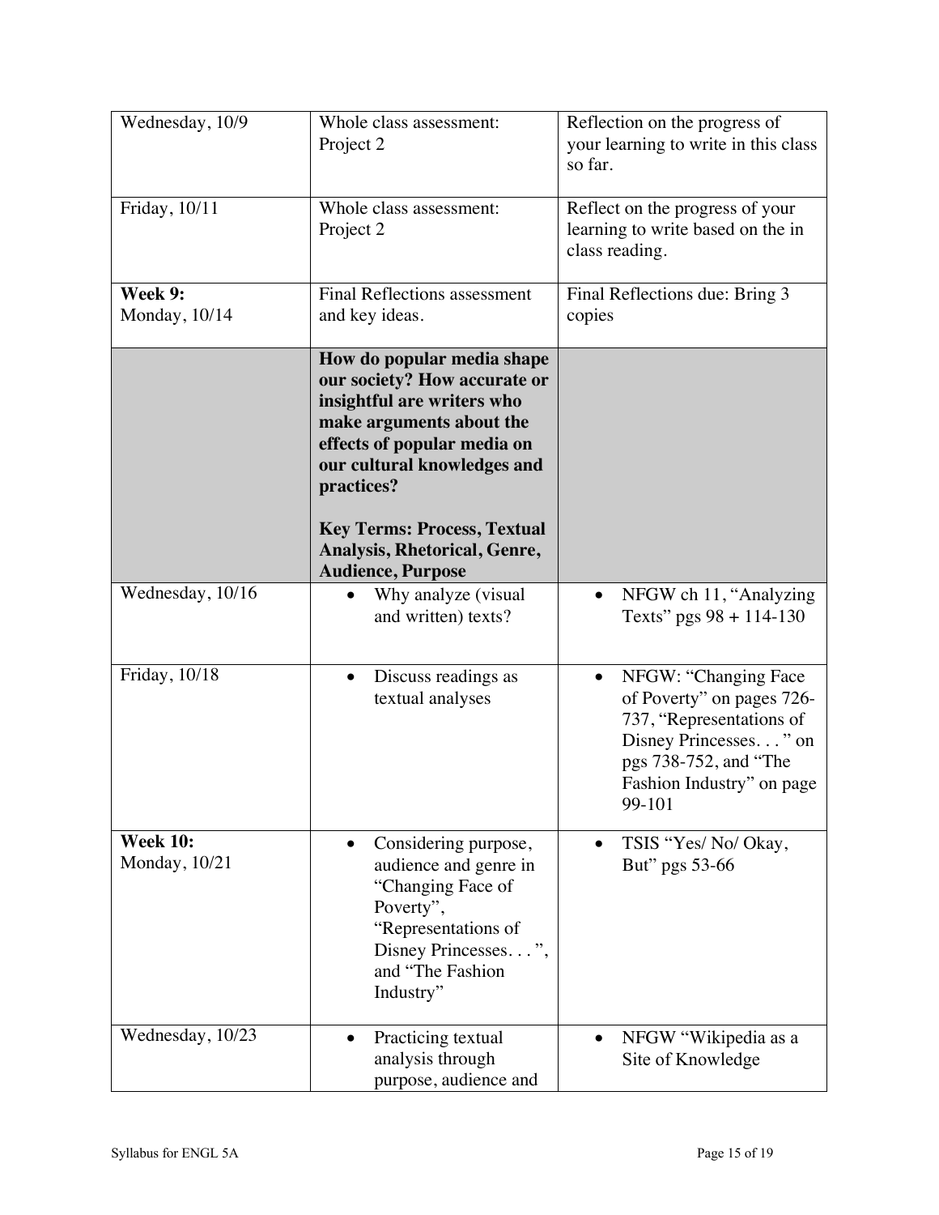| | | |
|---|---|---|
| Wednesday, 10/9 | Whole class assessment: Project 2 | Reflection on the progress of your learning to write in this class so far. |
| Friday, 10/11 | Whole class assessment: Project 2 | Reflect on the progress of your learning to write based on the in class reading. |
| **Week 9:** Monday, 10/14 | Final Reflections assessment and key ideas. | Final Reflections due: Bring 3 copies |
| | **How do popular media shape our society? How accurate or insightful are writers who make arguments about the effects of popular media on our cultural knowledges and practices?**<br><br>**Key Terms: Process, Textual Analysis, Rhetorical, Genre, Audience, Purpose** | |
| Wednesday, 10/16 | • Why analyze (visual and written) texts? | • NFGW ch 11, "Analyzing Texts" pgs 98 + 114-130 |
| Friday, 10/18 | • Discuss readings as textual analyses | • NFGW: "Changing Face of Poverty" on pages 726-737, "Representations of Disney Princesses. . . " on pgs 738-752, and "The Fashion Industry" on page 99-101 |
| **Week 10:** Monday, 10/21 | • Considering purpose, audience and genre in "Changing Face of Poverty", "Representations of Disney Princesses. . . ", and "The Fashion Industry" | • TSIS "Yes/ No/ Okay, But" pgs 53-66 |
| Wednesday, 10/23 | • Practicing textual analysis through purpose, audience and | • NFGW "Wikipedia as a Site of Knowledge |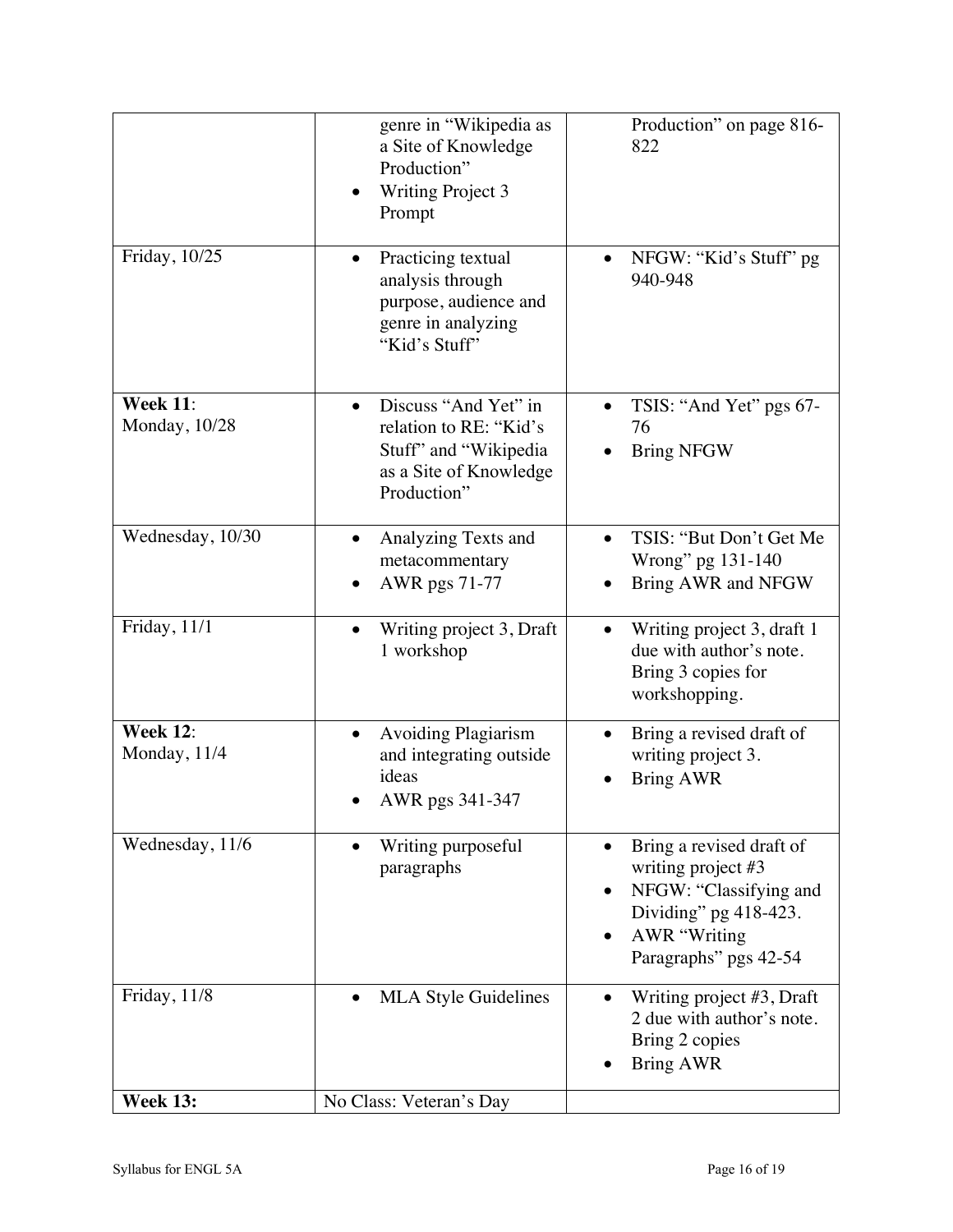| | | |
|---|---|---|
| | genre in "Wikipedia as a Site of Knowledge Production"<br>• Writing Project 3 Prompt | Production" on page 816-822 |
| Friday, 10/25 | • Practicing textual analysis through purpose, audience and genre in analyzing "Kid's Stuff" | • NFGW: "Kid's Stuff" pg 940-948 |
| **Week 11**: Monday, 10/28 | • Discuss "And Yet" in relation to RE: "Kid's Stuff" and "Wikipedia as a Site of Knowledge Production" | • TSIS: "And Yet" pgs 67-76<br>• Bring NFGW |
| Wednesday, 10/30 | • Analyzing Texts and metacommentary<br>• AWR pgs 71-77 | • TSIS: "But Don't Get Me Wrong" pg 131-140<br>• Bring AWR and NFGW |
| Friday, 11/1 | • Writing project 3, Draft 1 workshop | • Writing project 3, draft 1 due with author's note. Bring 3 copies for workshopping. |
| **Week 12**: Monday, 11/4 | • Avoiding Plagiarism and integrating outside ideas<br>• AWR pgs 341-347 | • Bring a revised draft of writing project 3.<br>• Bring AWR |
| Wednesday, 11/6 | • Writing purposeful paragraphs | • Bring a revised draft of writing project #3<br>• NFGW: "Classifying and Dividing" pg 418-423.<br>• AWR "Writing Paragraphs" pgs 42-54 |
| Friday, 11/8 | • MLA Style Guidelines | • Writing project #3, Draft 2 due with author's note. Bring 2 copies<br>• Bring AWR |
| **Week 13:** | No Class: Veteran's Day | |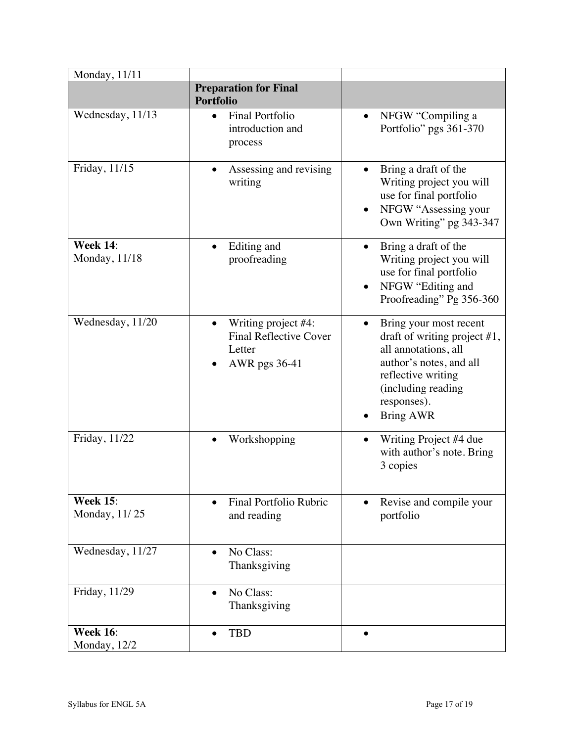| Monday, 11/11 | | |
|---|---|---|
| | **Preparation for Final Portfolio** | |
| Wednesday, 11/13 | • Final Portfolio introduction and process | • NFGW "Compiling a Portfolio" pgs 361-370 |
| Friday, 11/15 | • Assessing and revising writing | • Bring a draft of the Writing project you will use for final portfolio<br>• NFGW "Assessing your Own Writing" pg 343-347 |
| **Week 14**:<br>Monday, 11/18 | • Editing and proofreading | • Bring a draft of the Writing project you will use for final portfolio<br>• NFGW "Editing and Proofreading" Pg 356-360 |
| Wednesday, 11/20 | • Writing project #4: Final Reflective Cover Letter<br>• AWR pgs 36-41 | • Bring your most recent draft of writing project #1, all annotations, all author's notes, and all reflective writing (including reading responses).<br>• Bring AWR |
| Friday, 11/22 | • Workshopping | • Writing Project #4 due with author's note. Bring 3 copies |
| **Week 15**:<br>Monday, 11/ 25 | • Final Portfolio Rubric and reading | • Revise and compile your portfolio |
| Wednesday, 11/27 | • No Class: Thanksgiving | |
| Friday, 11/29 | • No Class: Thanksgiving | |
| **Week 16**:<br>Monday, 12/2 | • TBD | • |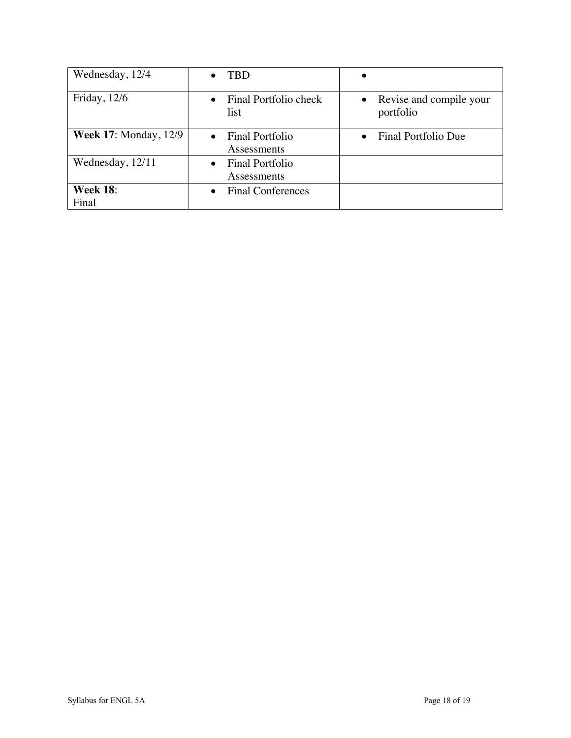| | | |
|---|---|---|
| Wednesday, 12/4 | • TBD | • |
| Friday, 12/6 | • Final Portfolio check list | • Revise and compile your portfolio |
| **Week 17**: Monday, 12/9 | • Final Portfolio Assessments | • Final Portfolio Due |
| Wednesday, 12/11 | • Final Portfolio Assessments | |
| **Week 18**: Final | • Final Conferences | |